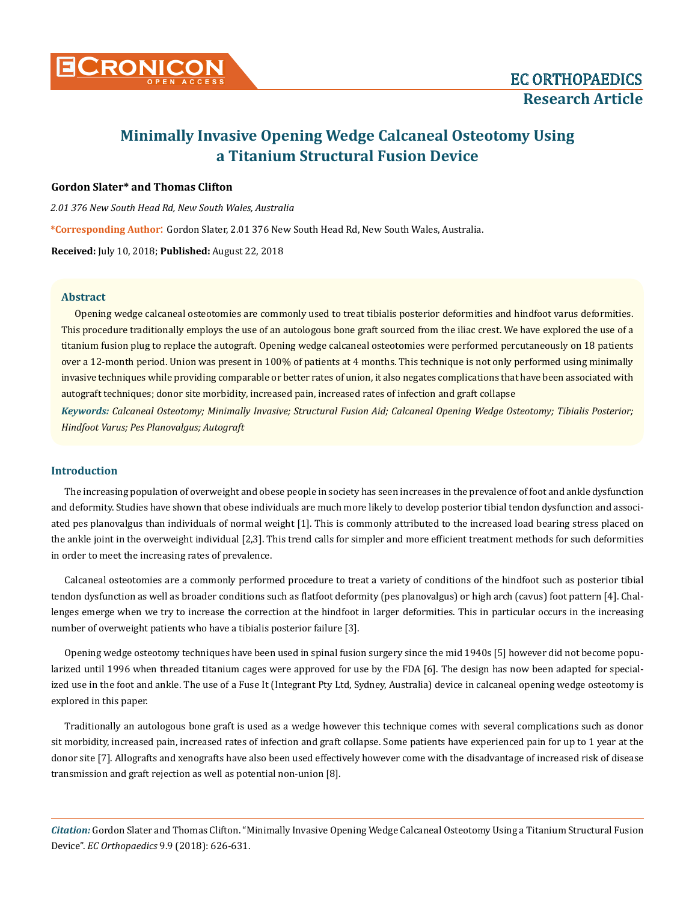# Minimally Invasive Opening Wedge Calcaneal Osteotomy Using a Titanium Structural Fusion Device

**Gordon Slater* and Thomas Clifton**

*2.01 376 New South Head Rd, New South Wales, Australia*

***Corresponding Author:** Gordon Slater, 2.01 376 New South Head Rd, New South Wales, Australia.

**Received:** July 10, 2018; **Published:** August 22, 2018

## Abstract

Opening wedge calcaneal osteotomies are commonly used to treat tibialis posterior deformities and hindfoot varus deformities. This procedure traditionally employs the use of an autologous bone graft sourced from the iliac crest. We have explored the use of a titanium fusion plug to replace the autograft. Opening wedge calcaneal osteotomies were performed percutaneously on 18 patients over a 12-month period. Union was present in 100% of patients at 4 months. This technique is not only performed using minimally invasive techniques while providing comparable or better rates of union, it also negates complications that have been associated with autograft techniques; donor site morbidity, increased pain, increased rates of infection and graft collapse

***Keywords:** Calcaneal Osteotomy; Minimally Invasive; Structural Fusion Aid; Calcaneal Opening Wedge Osteotomy; Tibialis Posterior; Hindfoot Varus; Pes Planovalgus; Autograft*

## Introduction

The increasing population of overweight and obese people in society has seen increases in the prevalence of foot and ankle dysfunction and deformity. Studies have shown that obese individuals are much more likely to develop posterior tibial tendon dysfunction and associated pes planovalgus than individuals of normal weight [1]. This is commonly attributed to the increased load bearing stress placed on the ankle joint in the overweight individual [2,3]. This trend calls for simpler and more efficient treatment methods for such deformities in order to meet the increasing rates of prevalence.

Calcaneal osteotomies are a commonly performed procedure to treat a variety of conditions of the hindfoot such as posterior tibial tendon dysfunction as well as broader conditions such as flatfoot deformity (pes planovalgus) or high arch (cavus) foot pattern [4]. Challenges emerge when we try to increase the correction at the hindfoot in larger deformities. This in particular occurs in the increasing number of overweight patients who have a tibialis posterior failure [3].

Opening wedge osteotomy techniques have been used in spinal fusion surgery since the mid 1940s [5] however did not become popularized until 1996 when threaded titanium cages were approved for use by the FDA [6]. The design has now been adapted for specialized use in the foot and ankle. The use of a Fuse It (Integrant Pty Ltd, Sydney, Australia) device in calcaneal opening wedge osteotomy is explored in this paper.

Traditionally an autologous bone graft is used as a wedge however this technique comes with several complications such as donor sit morbidity, increased pain, increased rates of infection and graft collapse. Some patients have experienced pain for up to 1 year at the donor site [7]. Allografts and xenografts have also been used effectively however come with the disadvantage of increased risk of disease transmission and graft rejection as well as potential non-union [8].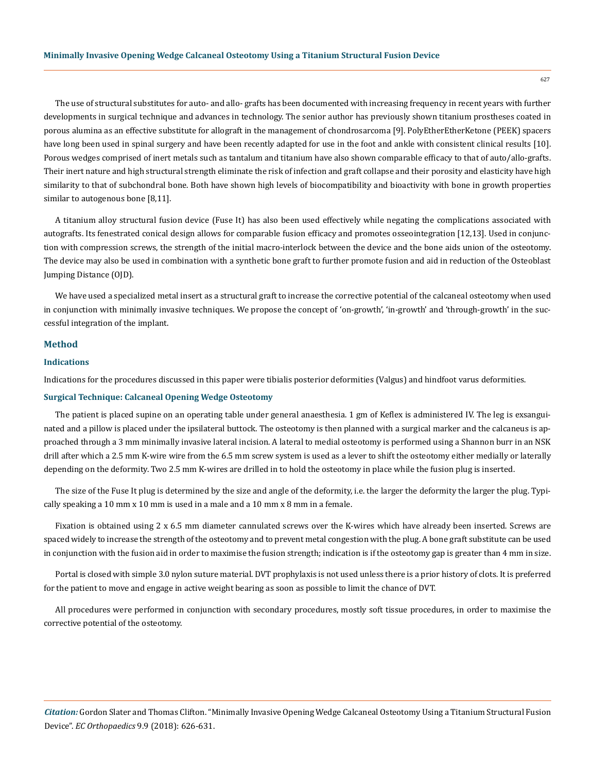The use of structural substitutes for auto- and allo- grafts has been documented with increasing frequency in recent years with further developments in surgical technique and advances in technology. The senior author has previously shown titanium prostheses coated in porous alumina as an effective substitute for allograft in the management of chondrosarcoma [9]. PolyEtherEtherKetone (PEEK) spacers have long been used in spinal surgery and have been recently adapted for use in the foot and ankle with consistent clinical results [10]. Porous wedges comprised of inert metals such as tantalum and titanium have also shown comparable efficacy to that of auto/allo-grafts. Their inert nature and high structural strength eliminate the risk of infection and graft collapse and their porosity and elasticity have high similarity to that of subchondral bone. Both have shown high levels of biocompatibility and bioactivity with bone in growth properties similar to autogenous bone [8,11].

A titanium alloy structural fusion device (Fuse It) has also been used effectively while negating the complications associated with autografts. Its fenestrated conical design allows for comparable fusion efficacy and promotes osseointegration [12,13]. Used in conjunction with compression screws, the strength of the initial macro-interlock between the device and the bone aids union of the osteotomy. The device may also be used in combination with a synthetic bone graft to further promote fusion and aid in reduction of the Osteoblast Jumping Distance (OJD).

We have used a specialized metal insert as a structural graft to increase the corrective potential of the calcaneal osteotomy when used in conjunction with minimally invasive techniques. We propose the concept of 'on-growth', 'in-growth' and 'through-growth' in the successful integration of the implant.

## Method

### Indications

Indications for the procedures discussed in this paper were tibialis posterior deformities (Valgus) and hindfoot varus deformities.

### Surgical Technique: Calcaneal Opening Wedge Osteotomy

The patient is placed supine on an operating table under general anaesthesia. 1 gm of Keflex is administered IV. The leg is exsanguinated and a pillow is placed under the ipsilateral buttock. The osteotomy is then planned with a surgical marker and the calcaneus is approached through a 3 mm minimally invasive lateral incision. A lateral to medial osteotomy is performed using a Shannon burr in an NSK drill after which a 2.5 mm K-wire wire from the 6.5 mm screw system is used as a lever to shift the osteotomy either medially or laterally depending on the deformity. Two 2.5 mm K-wires are drilled in to hold the osteotomy in place while the fusion plug is inserted.

The size of the Fuse It plug is determined by the size and angle of the deformity, i.e. the larger the deformity the larger the plug. Typically speaking a 10 mm x 10 mm is used in a male and a 10 mm x 8 mm in a female.

Fixation is obtained using 2 x 6.5 mm diameter cannulated screws over the K-wires which have already been inserted. Screws are spaced widely to increase the strength of the osteotomy and to prevent metal congestion with the plug. A bone graft substitute can be used in conjunction with the fusion aid in order to maximise the fusion strength; indication is if the osteotomy gap is greater than 4 mm in size.

Portal is closed with simple 3.0 nylon suture material. DVT prophylaxis is not used unless there is a prior history of clots. It is preferred for the patient to move and engage in active weight bearing as soon as possible to limit the chance of DVT.

All procedures were performed in conjunction with secondary procedures, mostly soft tissue procedures, in order to maximise the corrective potential of the osteotomy.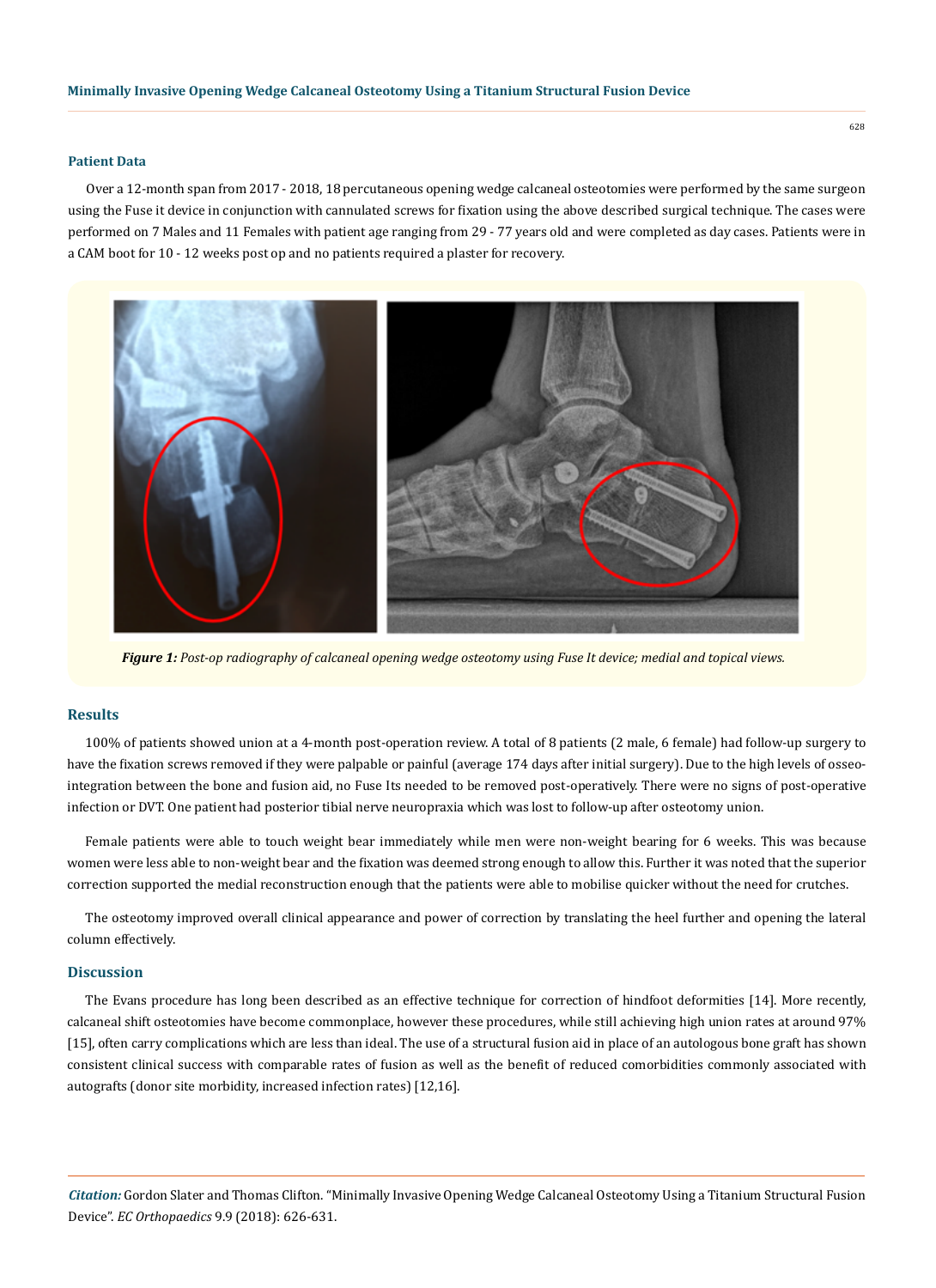## Patient Data

Over a 12-month span from 2017 - 2018, 18 percutaneous opening wedge calcaneal osteotomies were performed by the same surgeon using the Fuse it device in conjunction with cannulated screws for fixation using the above described surgical technique. The cases were performed on 7 Males and 11 Females with patient age ranging from 29 - 77 years old and were completed as day cases. Patients were in a CAM boot for 10 - 12 weeks post op and no patients required a plaster for recovery.

***Figure 1:*** *Post-op radiography of calcaneal opening wedge osteotomy using Fuse It device; medial and topical views.*

## Results

100% of patients showed union at a 4-month post-operation review. A total of 8 patients (2 male, 6 female) had follow-up surgery to have the fixation screws removed if they were palpable or painful (average 174 days after initial surgery). Due to the high levels of osseo-integration between the bone and fusion aid, no Fuse Its needed to be removed post-operatively. There were no signs of post-operative infection or DVT. One patient had posterior tibial nerve neuropraxia which was lost to follow-up after osteotomy union.

Female patients were able to touch weight bear immediately while men were non-weight bearing for 6 weeks. This was because women were less able to non-weight bear and the fixation was deemed strong enough to allow this. Further it was noted that the superior correction supported the medial reconstruction enough that the patients were able to mobilise quicker without the need for crutches.

The osteotomy improved overall clinical appearance and power of correction by translating the heel further and opening the lateral column effectively.

## Discussion

The Evans procedure has long been described as an effective technique for correction of hindfoot deformities [14]. More recently, calcaneal shift osteotomies have become commonplace, however these procedures, while still achieving high union rates at around 97% [15], often carry complications which are less than ideal. The use of a structural fusion aid in place of an autologous bone graft has shown consistent clinical success with comparable rates of fusion as well as the benefit of reduced comorbidities commonly associated with autografts (donor site morbidity, increased infection rates) [12,16].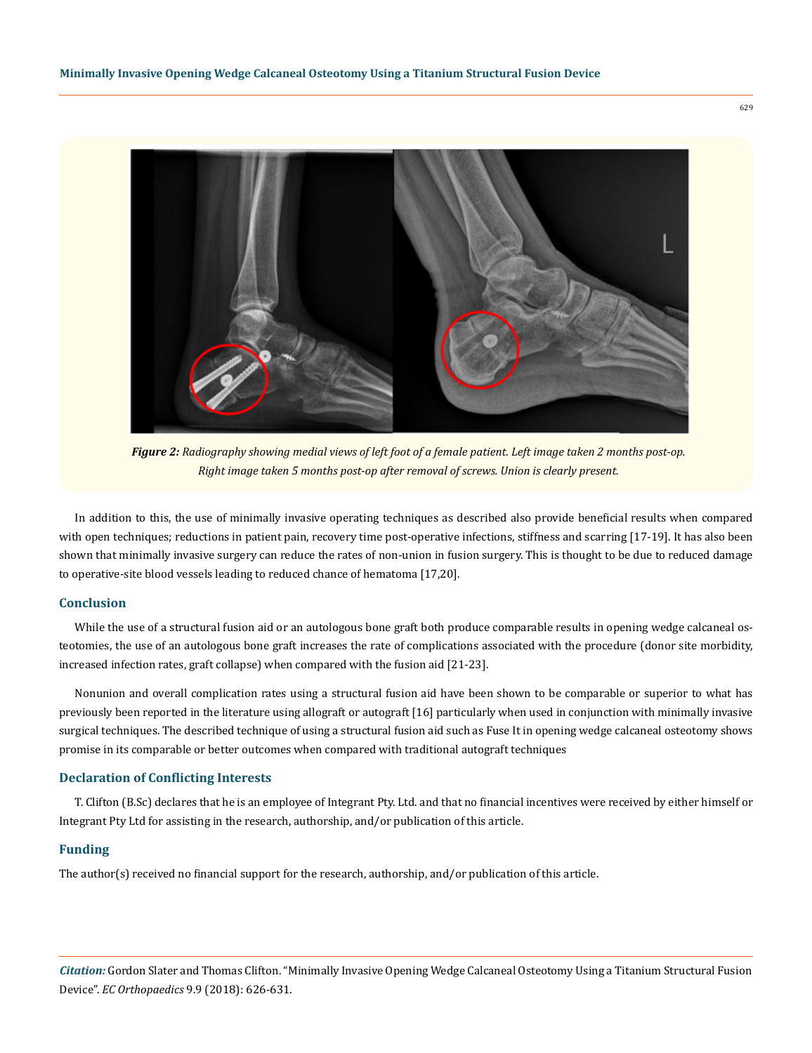*Figure 2: Radiography showing medial views of left foot of a female patient. Left image taken 2 months post-op. Right image taken 5 months post-op after removal of screws. Union is clearly present.*

In addition to this, the use of minimally invasive operating techniques as described also provide beneficial results when compared with open techniques; reductions in patient pain, recovery time post-operative infections, stiffness and scarring [17-19]. It has also been shown that minimally invasive surgery can reduce the rates of non-union in fusion surgery. This is thought to be due to reduced damage to operative-site blood vessels leading to reduced chance of hematoma [17,20].

## Conclusion

While the use of a structural fusion aid or an autologous bone graft both produce comparable results in opening wedge calcaneal osteotomies, the use of an autologous bone graft increases the rate of complications associated with the procedure (donor site morbidity, increased infection rates, graft collapse) when compared with the fusion aid [21-23].

Nonunion and overall complication rates using a structural fusion aid have been shown to be comparable or superior to what has previously been reported in the literature using allograft or autograft [16] particularly when used in conjunction with minimally invasive surgical techniques. The described technique of using a structural fusion aid such as Fuse It in opening wedge calcaneal osteotomy shows promise in its comparable or better outcomes when compared with traditional autograft techniques

## Declaration of Conflicting Interests

T. Clifton (B.Sc) declares that he is an employee of Integrant Pty. Ltd. and that no financial incentives were received by either himself or Integrant Pty Ltd for assisting in the research, authorship, and/or publication of this article.

## Funding

The author(s) received no financial support for the research, authorship, and/or publication of this article.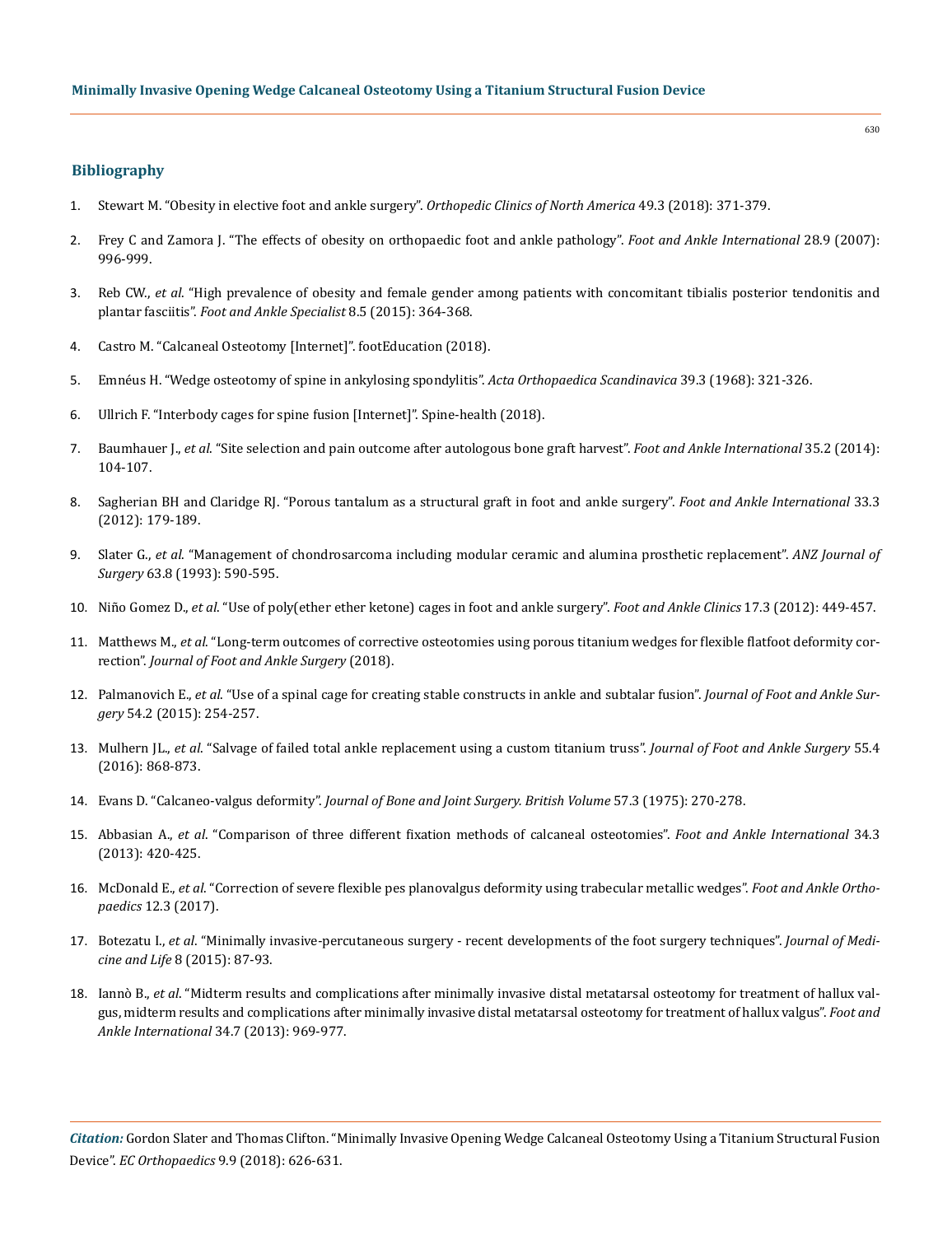## Bibliography

1. Stewart M. "Obesity in elective foot and ankle surgery". *Orthopedic Clinics of North America* 49.3 (2018): 371-379.
2. Frey C and Zamora J. "The effects of obesity on orthopaedic foot and ankle pathology". *Foot and Ankle International* 28.9 (2007): 996-999.
3. Reb CW., *et al*. "High prevalence of obesity and female gender among patients with concomitant tibialis posterior tendonitis and plantar fasciitis". *Foot and Ankle Specialist* 8.5 (2015): 364-368.
4. Castro M. "Calcaneal Osteotomy [Internet]". footEducation (2018).
5. Emnéus H. "Wedge osteotomy of spine in ankylosing spondylitis". *Acta Orthopaedica Scandinavica* 39.3 (1968): 321-326.
6. Ullrich F. "Interbody cages for spine fusion [Internet]". Spine-health (2018).
7. Baumhauer J., *et al*. "Site selection and pain outcome after autologous bone graft harvest". *Foot and Ankle International* 35.2 (2014): 104-107.
8. Sagherian BH and Claridge RJ. "Porous tantalum as a structural graft in foot and ankle surgery". *Foot and Ankle International* 33.3 (2012): 179-189.
9. Slater G., *et al*. "Management of chondrosarcoma including modular ceramic and alumina prosthetic replacement". *ANZ Journal of Surgery* 63.8 (1993): 590-595.
10. Niño Gomez D., *et al*. "Use of poly(ether ether ketone) cages in foot and ankle surgery". *Foot and Ankle Clinics* 17.3 (2012): 449-457.
11. Matthews M., *et al*. "Long-term outcomes of corrective osteotomies using porous titanium wedges for flexible flatfoot deformity correction". *Journal of Foot and Ankle Surgery* (2018).
12. Palmanovich E., *et al*. "Use of a spinal cage for creating stable constructs in ankle and subtalar fusion". *Journal of Foot and Ankle Surgery* 54.2 (2015): 254-257.
13. Mulhern JL., *et al*. "Salvage of failed total ankle replacement using a custom titanium truss". *Journal of Foot and Ankle Surgery* 55.4 (2016): 868-873.
14. Evans D. "Calcaneo-valgus deformity". *Journal of Bone and Joint Surgery. British Volume* 57.3 (1975): 270-278.
15. Abbasian A., *et al*. "Comparison of three different fixation methods of calcaneal osteotomies". *Foot and Ankle International* 34.3 (2013): 420-425.
16. McDonald E., *et al*. "Correction of severe flexible pes planovalgus deformity using trabecular metallic wedges". *Foot and Ankle Orthopaedics* 12.3 (2017).
17. Botezatu I., *et al*. "Minimally invasive-percutaneous surgery - recent developments of the foot surgery techniques". *Journal of Medicine and Life* 8 (2015): 87-93.
18. Iannò B., *et al*. "Midterm results and complications after minimally invasive distal metatarsal osteotomy for treatment of hallux valgus, midterm results and complications after minimally invasive distal metatarsal osteotomy for treatment of hallux valgus". *Foot and Ankle International* 34.7 (2013): 969-977.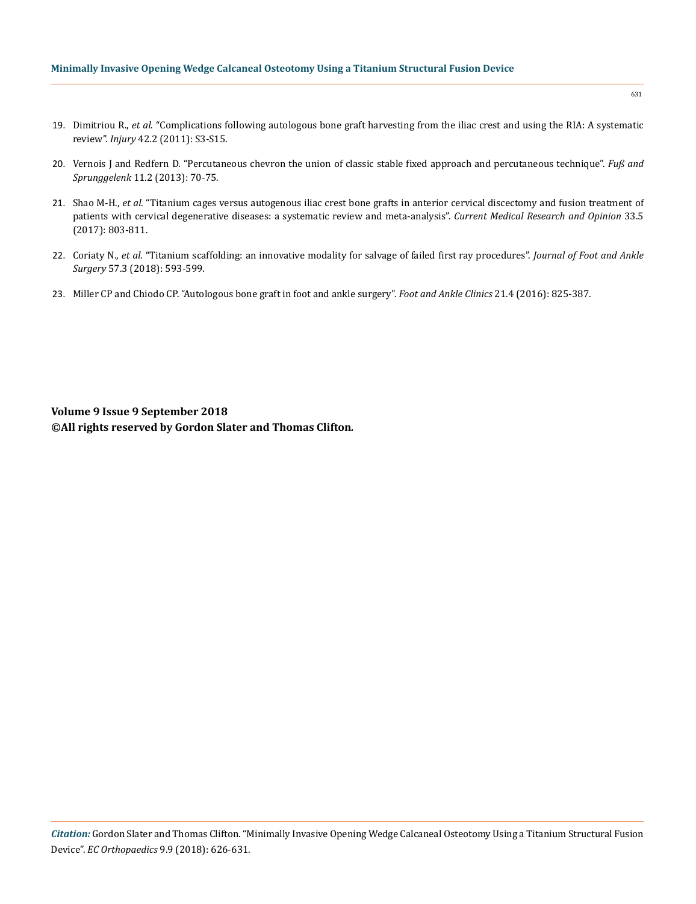19. Dimitriou R., *et al.* "Complications following autologous bone graft harvesting from the iliac crest and using the RIA: A systematic review". *Injury* 42.2 (2011): S3-S15.

20. Vernois J and Redfern D. "Percutaneous chevron the union of classic stable fixed approach and percutaneous technique". *Fuß and Sprunggelenk* 11.2 (2013): 70-75.

21. Shao M-H., *et al.* "Titanium cages versus autogenous iliac crest bone grafts in anterior cervical discectomy and fusion treatment of patients with cervical degenerative diseases: a systematic review and meta-analysis". *Current Medical Research and Opinion* 33.5 (2017): 803-811.

22. Coriaty N., *et al.* "Titanium scaffolding: an innovative modality for salvage of failed first ray procedures". *Journal of Foot and Ankle Surgery* 57.3 (2018): 593-599.

23. Miller CP and Chiodo CP. "Autologous bone graft in foot and ankle surgery". *Foot and Ankle Clinics* 21.4 (2016): 825-387.

**Volume 9 Issue 9 September 2018**
**©All rights reserved by Gordon Slater and Thomas Clifton.**